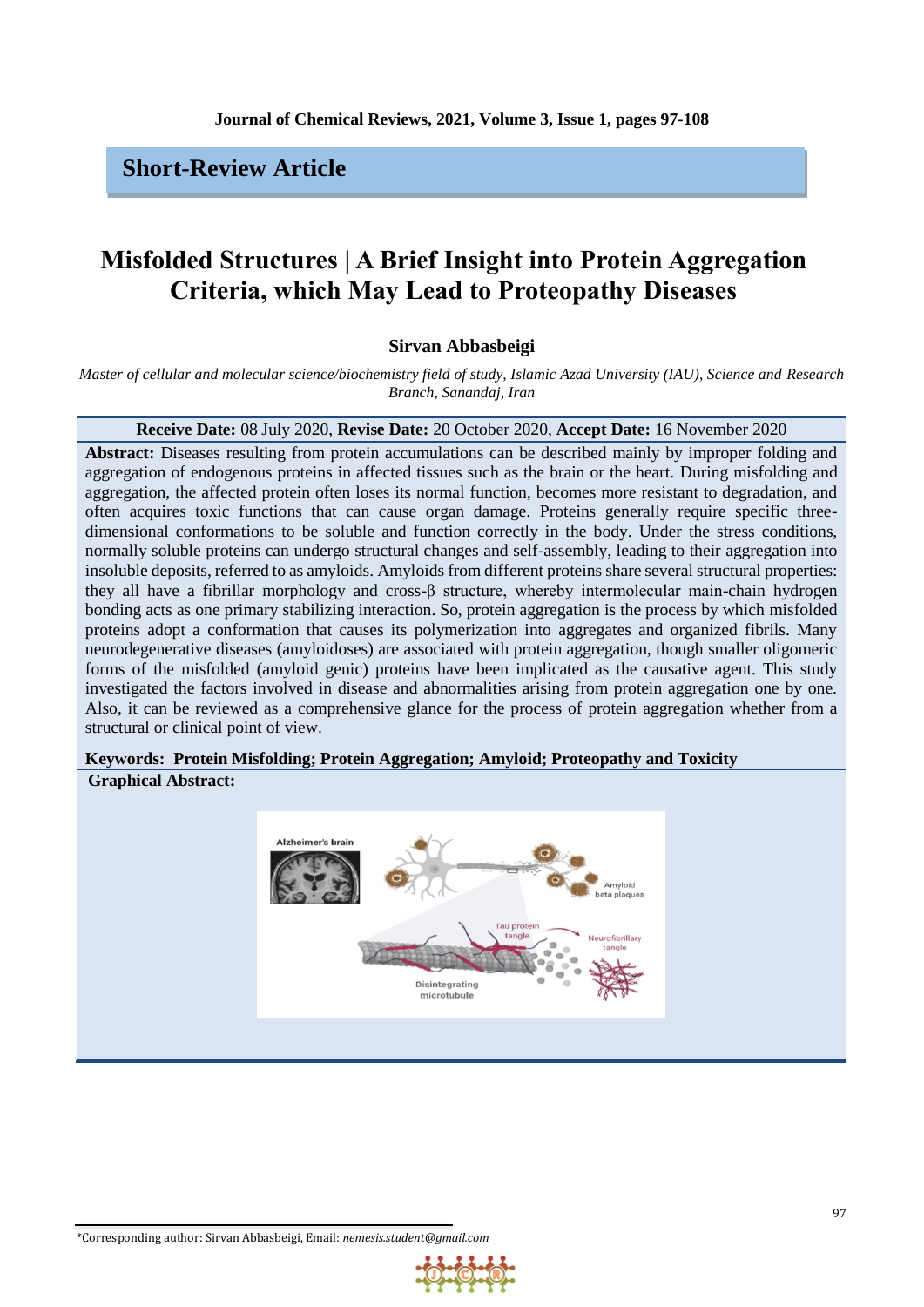**Short-Review Article**

# Misfolded Structures | A Brief Insight into Protein Aggregation Criteria, which May Lead to Proteopathy Diseases

**Sirvan Abbasbeigi**

*Master of cellular and molecular science/biochemistry field of study, Islamic Azad University (IAU), Science and Research Branch, Sanandaj, Iran*

**Receive Date:** 08 July 2020, **Revise Date:** 20 October 2020, **Accept Date:** 16 November 2020

**Abstract:** Diseases resulting from protein accumulations can be described mainly by improper folding and aggregation of endogenous proteins in affected tissues such as the brain or the heart. During misfolding and aggregation, the affected protein often loses its normal function, becomes more resistant to degradation, and often acquires toxic functions that can cause organ damage. Proteins generally require specific three-dimensional conformations to be soluble and function correctly in the body. Under the stress conditions, normally soluble proteins can undergo structural changes and self-assembly, leading to their aggregation into insoluble deposits, referred to as amyloids. Amyloids from different proteins share several structural properties: they all have a fibrillar morphology and cross-β structure, whereby intermolecular main-chain hydrogen bonding acts as one primary stabilizing interaction. So, protein aggregation is the process by which misfolded proteins adopt a conformation that causes its polymerization into aggregates and organized fibrils. Many neurodegenerative diseases (amyloidoses) are associated with protein aggregation, though smaller oligomeric forms of the misfolded (amyloid genic) proteins have been implicated as the causative agent. This study investigated the factors involved in disease and abnormalities arising from protein aggregation one by one. Also, it can be reviewed as a comprehensive glance for the process of protein aggregation whether from a structural or clinical point of view.

**Keywords: Protein Misfolding; Protein Aggregation; Amyloid; Proteopathy and Toxicity**

**Graphical Abstract:**

Alzheimer's brain

Amyloid beta plaques

Tau protein tangle

Neurofibrillary tangle

Disintegrating microtubule

*Corresponding author: Sirvan Abbasbeigi, Email: *nemesis.student@gmail.com*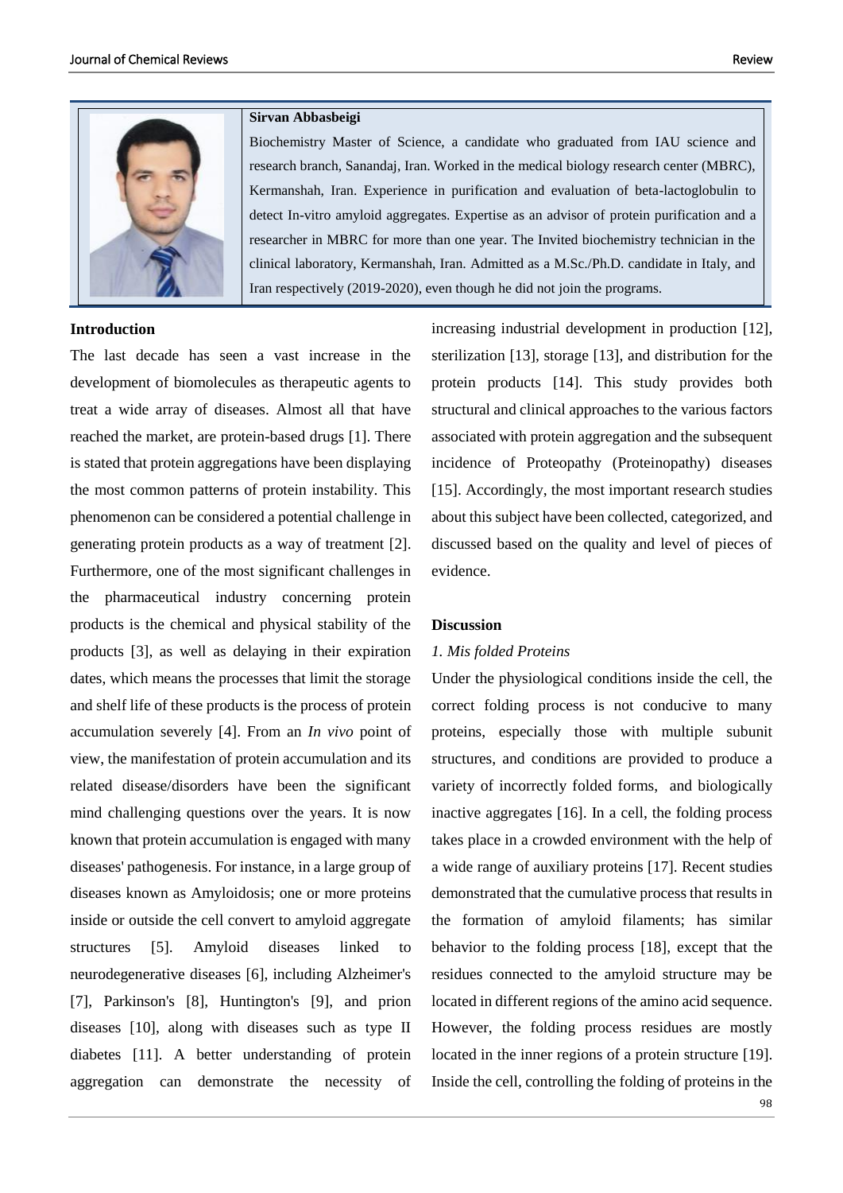**Sirvan Abbasbeigi**

Biochemistry Master of Science, a candidate who graduated from IAU science and research branch, Sanandaj, Iran. Worked in the medical biology research center (MBRC), Kermanshah, Iran. Experience in purification and evaluation of beta-lactoglobulin to detect In-vitro amyloid aggregates. Expertise as an advisor of protein purification and a researcher in MBRC for more than one year. The Invited biochemistry technician in the clinical laboratory, Kermanshah, Iran. Admitted as a M.Sc./Ph.D. candidate in Italy, and Iran respectively (2019-2020), even though he did not join the programs.

## Introduction

The last decade has seen a vast increase in the development of biomolecules as therapeutic agents to treat a wide array of diseases. Almost all that have reached the market, are protein-based drugs [1]. There is stated that protein aggregations have been displaying the most common patterns of protein instability. This phenomenon can be considered a potential challenge in generating protein products as a way of treatment [2]. Furthermore, one of the most significant challenges in the pharmaceutical industry concerning protein products is the chemical and physical stability of the products [3], as well as delaying in their expiration dates, which means the processes that limit the storage and shelf life of these products is the process of protein accumulation severely [4]. From an *In vivo* point of view, the manifestation of protein accumulation and its related disease/disorders have been the significant mind challenging questions over the years. It is now known that protein accumulation is engaged with many diseases' pathogenesis. For instance, in a large group of diseases known as Amyloidosis; one or more proteins inside or outside the cell convert to amyloid aggregate structures [5]. Amyloid diseases linked to neurodegenerative diseases [6], including Alzheimer's [7], Parkinson's [8], Huntington's [9], and prion diseases [10], along with diseases such as type II diabetes [11]. A better understanding of protein aggregation can demonstrate the necessity of increasing industrial development in production [12], sterilization [13], storage [13], and distribution for the protein products [14]. This study provides both structural and clinical approaches to the various factors associated with protein aggregation and the subsequent incidence of Proteopathy (Proteinopathy) diseases [15]. Accordingly, the most important research studies about this subject have been collected, categorized, and discussed based on the quality and level of pieces of evidence.

## Discussion

### *1. Mis folded Proteins*

Under the physiological conditions inside the cell, the correct folding process is not conducive to many proteins, especially those with multiple subunit structures, and conditions are provided to produce a variety of incorrectly folded forms, and biologically inactive aggregates [16]. In a cell, the folding process takes place in a crowded environment with the help of a wide range of auxiliary proteins [17]. Recent studies demonstrated that the cumulative process that results in the formation of amyloid filaments; has similar behavior to the folding process [18], except that the residues connected to the amyloid structure may be located in different regions of the amino acid sequence. However, the folding process residues are mostly located in the inner regions of a protein structure [19]. Inside the cell, controlling the folding of proteins in the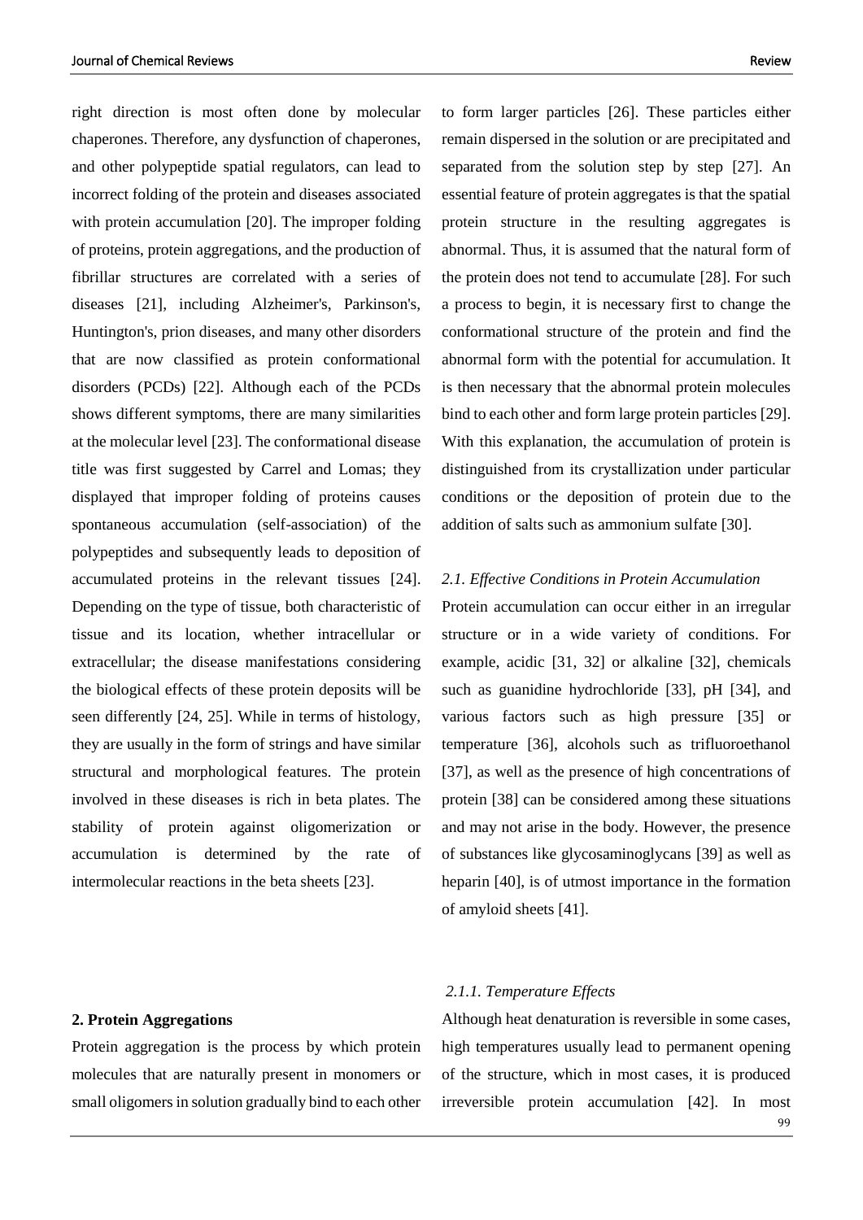right direction is most often done by molecular chaperones. Therefore, any dysfunction of chaperones, and other polypeptide spatial regulators, can lead to incorrect folding of the protein and diseases associated with protein accumulation [20]. The improper folding of proteins, protein aggregations, and the production of fibrillar structures are correlated with a series of diseases [21], including Alzheimer's, Parkinson's, Huntington's, prion diseases, and many other disorders that are now classified as protein conformational disorders (PCDs) [22]. Although each of the PCDs shows different symptoms, there are many similarities at the molecular level [23]. The conformational disease title was first suggested by Carrel and Lomas; they displayed that improper folding of proteins causes spontaneous accumulation (self-association) of the polypeptides and subsequently leads to deposition of accumulated proteins in the relevant tissues [24]. Depending on the type of tissue, both characteristic of tissue and its location, whether intracellular or extracellular; the disease manifestations considering the biological effects of these protein deposits will be seen differently [24, 25]. While in terms of histology, they are usually in the form of strings and have similar structural and morphological features. The protein involved in these diseases is rich in beta plates. The stability of protein against oligomerization or accumulation is determined by the rate of intermolecular reactions in the beta sheets [23].

## 2. Protein Aggregations

Protein aggregation is the process by which protein molecules that are naturally present in monomers or small oligomers in solution gradually bind to each other to form larger particles [26]. These particles either remain dispersed in the solution or are precipitated and separated from the solution step by step [27]. An essential feature of protein aggregates is that the spatial protein structure in the resulting aggregates is abnormal. Thus, it is assumed that the natural form of the protein does not tend to accumulate [28]. For such a process to begin, it is necessary first to change the conformational structure of the protein and find the abnormal form with the potential for accumulation. It is then necessary that the abnormal protein molecules bind to each other and form large protein particles [29]. With this explanation, the accumulation of protein is distinguished from its crystallization under particular conditions or the deposition of protein due to the addition of salts such as ammonium sulfate [30].

### *2.1. Effective Conditions in Protein Accumulation*

Protein accumulation can occur either in an irregular structure or in a wide variety of conditions. For example, acidic [31, 32] or alkaline [32], chemicals such as guanidine hydrochloride [33], pH [34], and various factors such as high pressure [35] or temperature [36], alcohols such as trifluoroethanol [37], as well as the presence of high concentrations of protein [38] can be considered among these situations and may not arise in the body. However, the presence of substances like glycosaminoglycans [39] as well as heparin [40], is of utmost importance in the formation of amyloid sheets [41].

#### *2.1.1. Temperature Effects*

Although heat denaturation is reversible in some cases, high temperatures usually lead to permanent opening of the structure, which in most cases, it is produced irreversible protein accumulation [42]. In most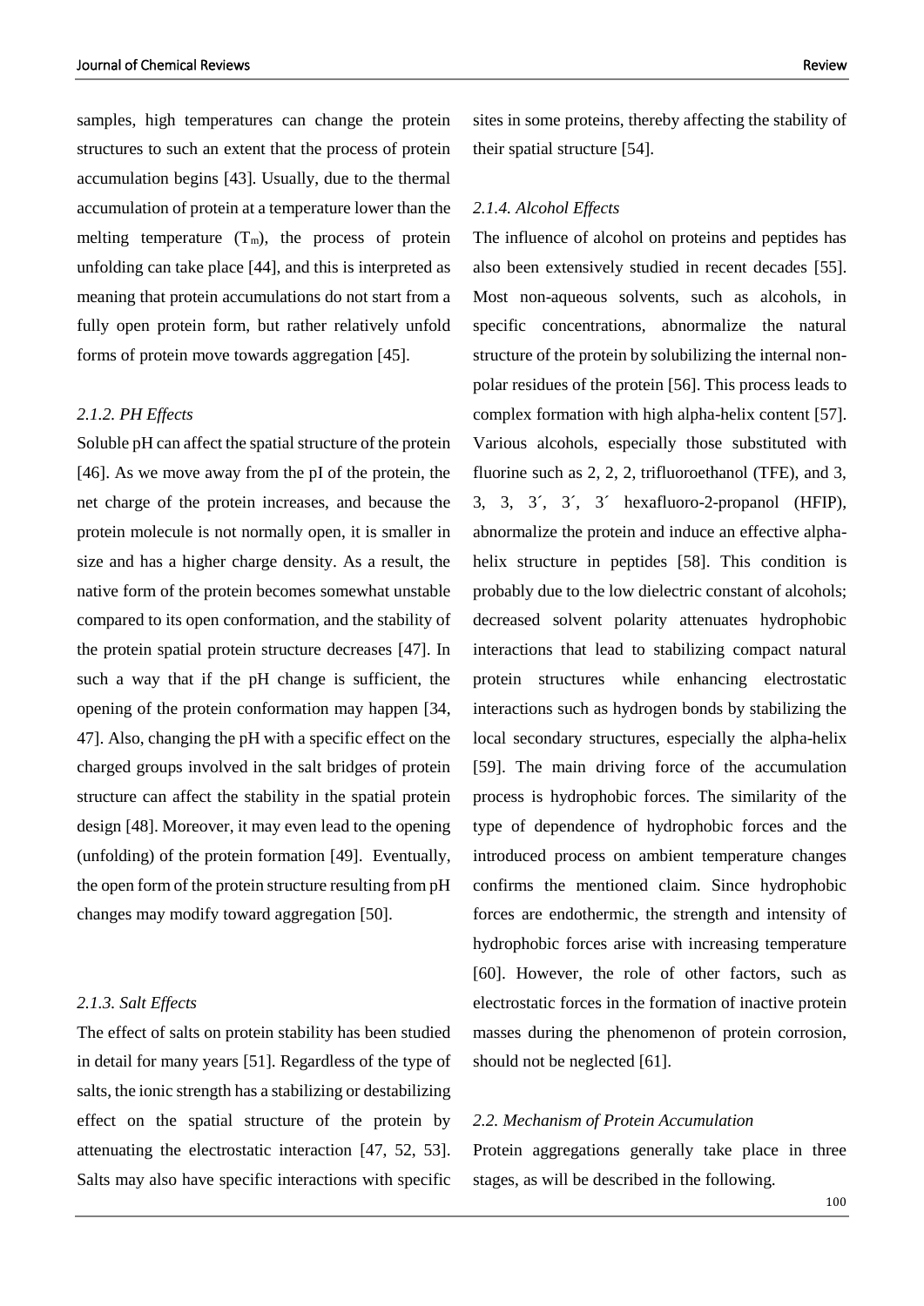samples, high temperatures can change the protein structures to such an extent that the process of protein accumulation begins [43]. Usually, due to the thermal accumulation of protein at a temperature lower than the melting temperature ($T_m$), the process of protein unfolding can take place [44], and this is interpreted as meaning that protein accumulations do not start from a fully open protein form, but rather relatively unfold forms of protein move towards aggregation [45].

### *2.1.2. PH Effects*

Soluble pH can affect the spatial structure of the protein [46]. As we move away from the pI of the protein, the net charge of the protein increases, and because the protein molecule is not normally open, it is smaller in size and has a higher charge density. As a result, the native form of the protein becomes somewhat unstable compared to its open conformation, and the stability of the protein spatial protein structure decreases [47]. In such a way that if the pH change is sufficient, the opening of the protein conformation may happen [34, 47]. Also, changing the pH with a specific effect on the charged groups involved in the salt bridges of protein structure can affect the stability in the spatial protein design [48]. Moreover, it may even lead to the opening (unfolding) of the protein formation [49]. Eventually, the open form of the protein structure resulting from pH changes may modify toward aggregation [50].

### *2.1.3. Salt Effects*

The effect of salts on protein stability has been studied in detail for many years [51]. Regardless of the type of salts, the ionic strength has a stabilizing or destabilizing effect on the spatial structure of the protein by attenuating the electrostatic interaction [47, 52, 53]. Salts may also have specific interactions with specific sites in some proteins, thereby affecting the stability of their spatial structure [54].

### *2.1.4. Alcohol Effects*

The influence of alcohol on proteins and peptides has also been extensively studied in recent decades [55]. Most non-aqueous solvents, such as alcohols, in specific concentrations, abnormalize the natural structure of the protein by solubilizing the internal non-polar residues of the protein [56]. This process leads to complex formation with high alpha-helix content [57]. Various alcohols, especially those substituted with fluorine such as 2, 2, 2, trifluoroethanol (TFE), and 3, 3, 3´, 3´, 3´ hexafluoro-2-propanol (HFIP), abnormalize the protein and induce an effective alpha-helix structure in peptides [58]. This condition is probably due to the low dielectric constant of alcohols; decreased solvent polarity attenuates hydrophobic interactions that lead to stabilizing compact natural protein structures while enhancing electrostatic interactions such as hydrogen bonds by stabilizing the local secondary structures, especially the alpha-helix [59]. The main driving force of the accumulation process is hydrophobic forces. The similarity of the type of dependence of hydrophobic forces and the introduced process on ambient temperature changes confirms the mentioned claim. Since hydrophobic forces are endothermic, the strength and intensity of hydrophobic forces arise with increasing temperature [60]. However, the role of other factors, such as electrostatic forces in the formation of inactive protein masses during the phenomenon of protein corrosion, should not be neglected [61].

### *2.2. Mechanism of Protein Accumulation*

Protein aggregations generally take place in three stages, as will be described in the following.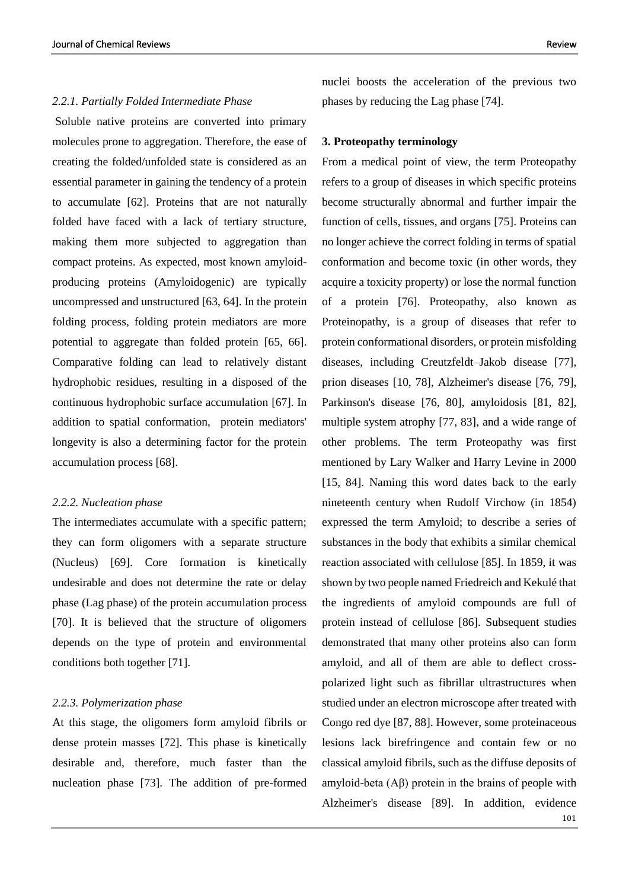### 2.2.1. Partially Folded Intermediate Phase

Soluble native proteins are converted into primary molecules prone to aggregation. Therefore, the ease of creating the folded/unfolded state is considered as an essential parameter in gaining the tendency of a protein to accumulate [62]. Proteins that are not naturally folded have faced with a lack of tertiary structure, making them more subjected to aggregation than compact proteins. As expected, most known amyloid-producing proteins (Amyloidogenic) are typically uncompressed and unstructured [63, 64]. In the protein folding process, folding protein mediators are more potential to aggregate than folded protein [65, 66]. Comparative folding can lead to relatively distant hydrophobic residues, resulting in a disposed of the continuous hydrophobic surface accumulation [67]. In addition to spatial conformation, protein mediators' longevity is also a determining factor for the protein accumulation process [68].

### 2.2.2. Nucleation phase

The intermediates accumulate with a specific pattern; they can form oligomers with a separate structure (Nucleus) [69]. Core formation is kinetically undesirable and does not determine the rate or delay phase (Lag phase) of the protein accumulation process [70]. It is believed that the structure of oligomers depends on the type of protein and environmental conditions both together [71].

### 2.2.3. Polymerization phase

At this stage, the oligomers form amyloid fibrils or dense protein masses [72]. This phase is kinetically desirable and, therefore, much faster than the nucleation phase [73]. The addition of pre-formed nuclei boosts the acceleration of the previous two phases by reducing the Lag phase [74].

## 3. Proteopathy terminology

From a medical point of view, the term Proteopathy refers to a group of diseases in which specific proteins become structurally abnormal and further impair the function of cells, tissues, and organs [75]. Proteins can no longer achieve the correct folding in terms of spatial conformation and become toxic (in other words, they acquire a toxicity property) or lose the normal function of a protein [76]. Proteopathy, also known as Proteinopathy, is a group of diseases that refer to protein conformational disorders, or protein misfolding diseases, including Creutzfeldt–Jakob disease [77], prion diseases [10, 78], Alzheimer's disease [76, 79], Parkinson's disease [76, 80], amyloidosis [81, 82], multiple system atrophy [77, 83], and a wide range of other problems. The term Proteopathy was first mentioned by Lary Walker and Harry Levine in 2000 [15, 84]. Naming this word dates back to the early nineteenth century when Rudolf Virchow (in 1854) expressed the term Amyloid; to describe a series of substances in the body that exhibits a similar chemical reaction associated with cellulose [85]. In 1859, it was shown by two people named Friedreich and Kekulé that the ingredients of amyloid compounds are full of protein instead of cellulose [86]. Subsequent studies demonstrated that many other proteins also can form amyloid, and all of them are able to deflect cross-polarized light such as fibrillar ultrastructures when studied under an electron microscope after treated with Congo red dye [87, 88]. However, some proteinaceous lesions lack birefringence and contain few or no classical amyloid fibrils, such as the diffuse deposits of amyloid-beta (Aβ) protein in the brains of people with Alzheimer's disease [89]. In addition, evidence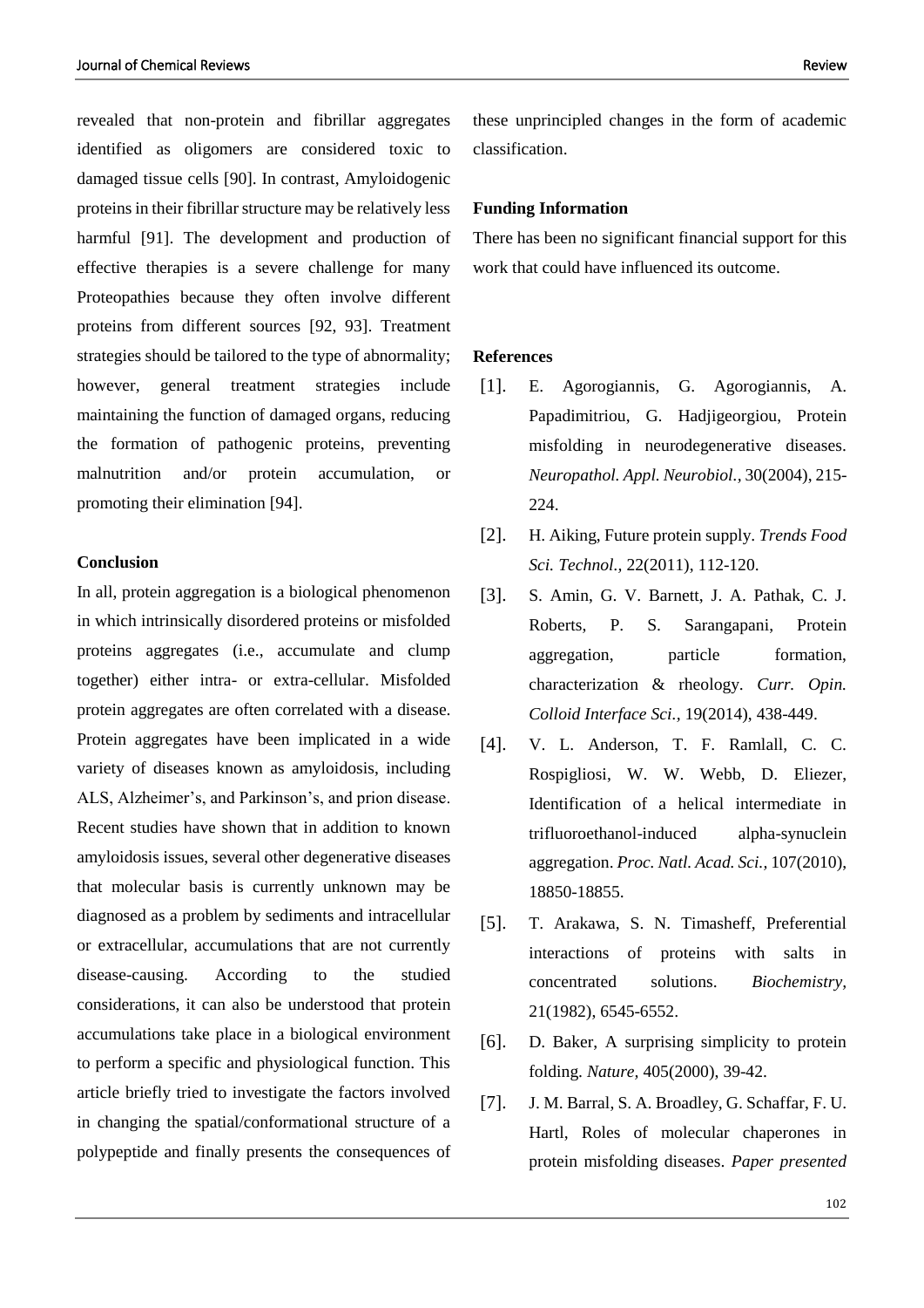revealed that non-protein and fibrillar aggregates identified as oligomers are considered toxic to damaged tissue cells [90]. In contrast, Amyloidogenic proteins in their fibrillar structure may be relatively less harmful [91]. The development and production of effective therapies is a severe challenge for many Proteopathies because they often involve different proteins from different sources [92, 93]. Treatment strategies should be tailored to the type of abnormality; however, general treatment strategies include maintaining the function of damaged organs, reducing the formation of pathogenic proteins, preventing malnutrition and/or protein accumulation, or promoting their elimination [94].

## Conclusion

In all, protein aggregation is a biological phenomenon in which intrinsically disordered proteins or misfolded proteins aggregates (i.e., accumulate and clump together) either intra- or extra-cellular. Misfolded protein aggregates are often correlated with a disease. Protein aggregates have been implicated in a wide variety of diseases known as amyloidosis, including ALS, Alzheimer's, and Parkinson's, and prion disease. Recent studies have shown that in addition to known amyloidosis issues, several other degenerative diseases that molecular basis is currently unknown may be diagnosed as a problem by sediments and intracellular or extracellular, accumulations that are not currently disease-causing. According to the studied considerations, it can also be understood that protein accumulations take place in a biological environment to perform a specific and physiological function. This article briefly tried to investigate the factors involved in changing the spatial/conformational structure of a polypeptide and finally presents the consequences of these unprincipled changes in the form of academic classification.

## Funding Information

There has been no significant financial support for this work that could have influenced its outcome.

## References

[1]. E. Agorogiannis, G. Agorogiannis, A. Papadimitriou, G. Hadjigeorgiou, Protein misfolding in neurodegenerative diseases. *Neuropathol. Appl. Neurobiol.,* 30(2004), 215-224.

[2]. H. Aiking, Future protein supply. *Trends Food Sci. Technol.,* 22(2011), 112-120.

[3]. S. Amin, G. V. Barnett, J. A. Pathak, C. J. Roberts, P. S. Sarangapani, Protein aggregation, particle formation, characterization & rheology. *Curr. Opin. Colloid Interface Sci.,* 19(2014), 438-449.

[4]. V. L. Anderson, T. F. Ramlall, C. C. Rospigliosi, W. W. Webb, D. Eliezer, Identification of a helical intermediate in trifluoroethanol-induced alpha-synuclein aggregation. *Proc. Natl. Acad. Sci.,* 107(2010), 18850-18855.

[5]. T. Arakawa, S. N. Timasheff, Preferential interactions of proteins with salts in concentrated solutions. *Biochemistry,* 21(1982), 6545-6552.

[6]. D. Baker, A surprising simplicity to protein folding. *Nature,* 405(2000), 39-42.

[7]. J. M. Barral, S. A. Broadley, G. Schaffar, F. U. Hartl, Roles of molecular chaperones in protein misfolding diseases. *Paper presented*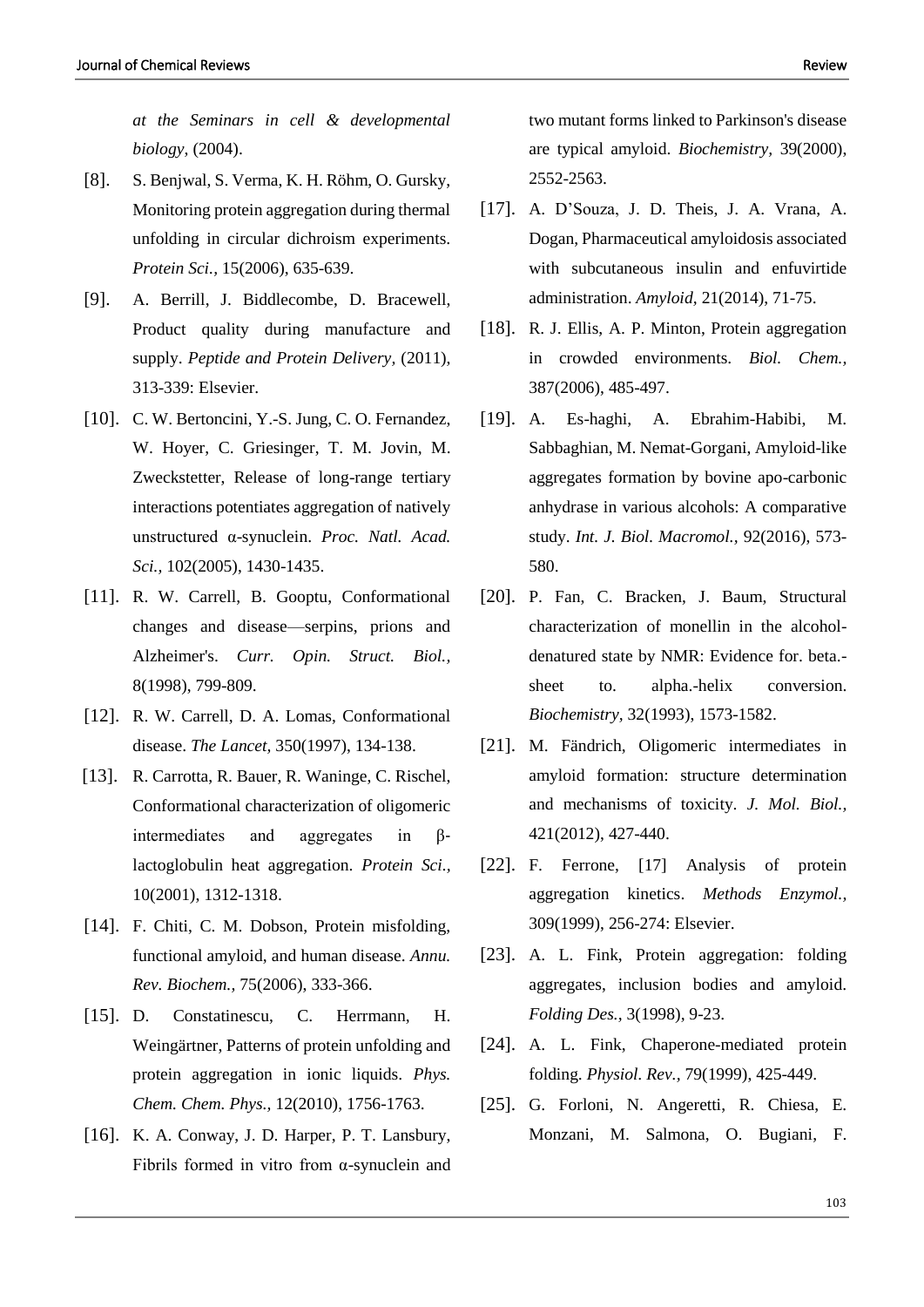*at the Seminars in cell & developmental biology*, (2004).

[8]. S. Benjwal, S. Verma, K. H. Röhm, O. Gursky, Monitoring protein aggregation during thermal unfolding in circular dichroism experiments. *Protein Sci.,* 15(2006), 635-639.

[9]. A. Berrill, J. Biddlecombe, D. Bracewell, Product quality during manufacture and supply. *Peptide and Protein Delivery,* (2011), 313-339: Elsevier.

[10]. C. W. Bertoncini, Y.-S. Jung, C. O. Fernandez, W. Hoyer, C. Griesinger, T. M. Jovin, M. Zweckstetter, Release of long-range tertiary interactions potentiates aggregation of natively unstructured α-synuclein. *Proc. Natl. Acad. Sci.,* 102(2005), 1430-1435.

[11]. R. W. Carrell, B. Gooptu, Conformational changes and disease—serpins, prions and Alzheimer's. *Curr. Opin. Struct. Biol.,* 8(1998), 799-809.

[12]. R. W. Carrell, D. A. Lomas, Conformational disease. *The Lancet,* 350(1997), 134-138.

[13]. R. Carrotta, R. Bauer, R. Waninge, C. Rischel, Conformational characterization of oligomeric intermediates and aggregates in β-lactoglobulin heat aggregation. *Protein Sci.,* 10(2001), 1312-1318.

[14]. F. Chiti, C. M. Dobson, Protein misfolding, functional amyloid, and human disease. *Annu. Rev. Biochem.,* 75(2006), 333-366.

[15]. D. Constatinescu, C. Herrmann, H. Weingärtner, Patterns of protein unfolding and protein aggregation in ionic liquids. *Phys. Chem. Chem. Phys.,* 12(2010), 1756-1763.

[16]. K. A. Conway, J. D. Harper, P. T. Lansbury, Fibrils formed in vitro from α-synuclein and two mutant forms linked to Parkinson's disease are typical amyloid. *Biochemistry,* 39(2000), 2552-2563.

[17]. A. D'Souza, J. D. Theis, J. A. Vrana, A. Dogan, Pharmaceutical amyloidosis associated with subcutaneous insulin and enfuvirtide administration. *Amyloid,* 21(2014), 71-75.

[18]. R. J. Ellis, A. P. Minton, Protein aggregation in crowded environments. *Biol. Chem.,* 387(2006), 485-497.

[19]. A. Es-haghi, A. Ebrahim-Habibi, M. Sabbaghian, M. Nemat-Gorgani, Amyloid-like aggregates formation by bovine apo-carbonic anhydrase in various alcohols: A comparative study. *Int. J. Biol. Macromol.,* 92(2016), 573-580.

[20]. P. Fan, C. Bracken, J. Baum, Structural characterization of monellin in the alcohol-denatured state by NMR: Evidence for. beta.-sheet to. alpha.-helix conversion. *Biochemistry,* 32(1993), 1573-1582.

[21]. M. Fändrich, Oligomeric intermediates in amyloid formation: structure determination and mechanisms of toxicity. *J. Mol. Biol.,* 421(2012), 427-440.

[22]. F. Ferrone, [17] Analysis of protein aggregation kinetics. *Methods Enzymol.,* 309(1999), 256-274: Elsevier.

[23]. A. L. Fink, Protein aggregation: folding aggregates, inclusion bodies and amyloid. *Folding Des.,* 3(1998), 9-23.

[24]. A. L. Fink, Chaperone-mediated protein folding. *Physiol. Rev.,* 79(1999), 425-449.

[25]. G. Forloni, N. Angeretti, R. Chiesa, E. Monzani, M. Salmona, O. Bugiani, F.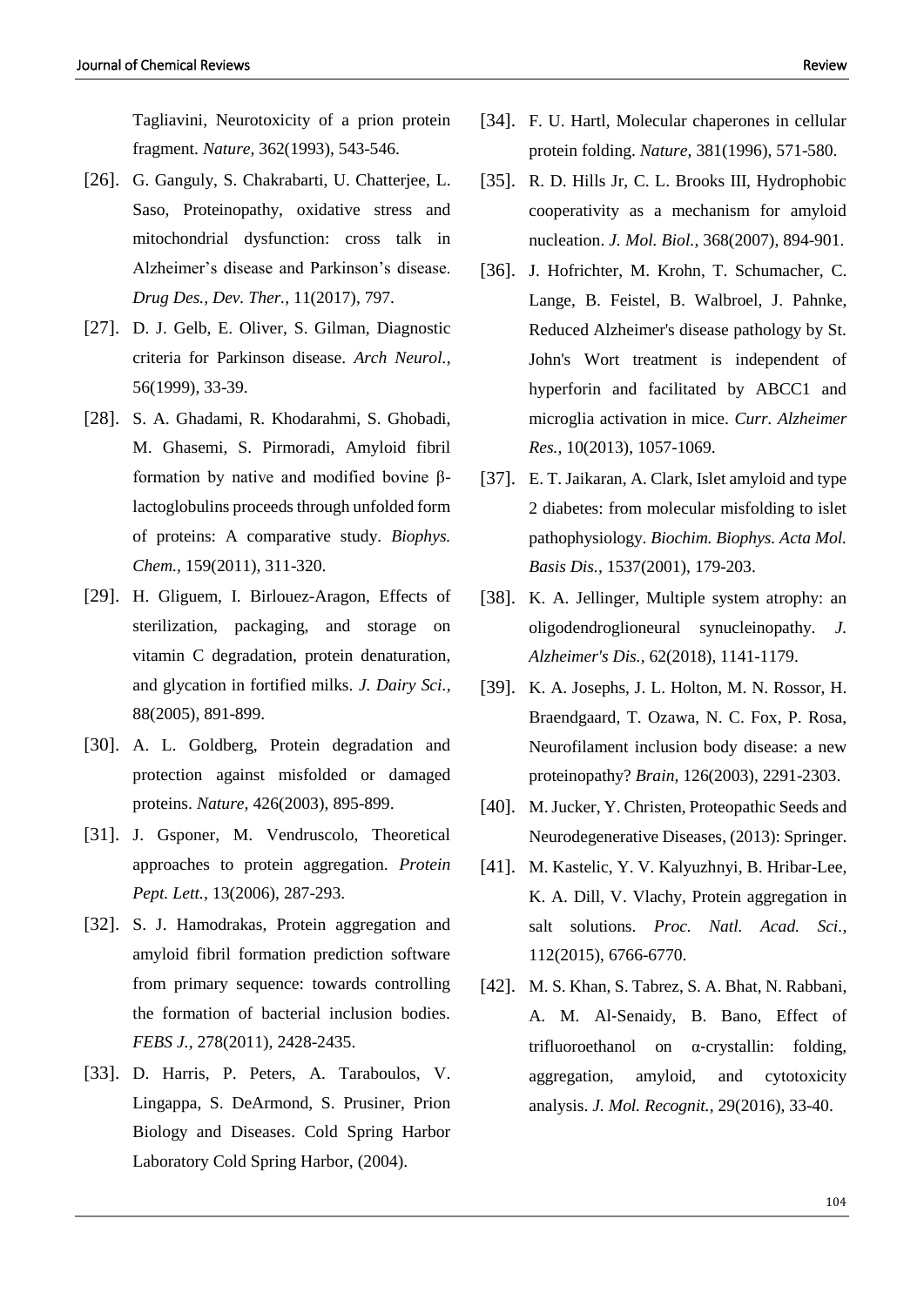Tagliavini, Neurotoxicity of a prion protein fragment. *Nature,* 362(1993), 543-546.

[26]. G. Ganguly, S. Chakrabarti, U. Chatterjee, L. Saso, Proteinopathy, oxidative stress and mitochondrial dysfunction: cross talk in Alzheimer's disease and Parkinson's disease. *Drug Des., Dev. Ther.,* 11(2017), 797.

[27]. D. J. Gelb, E. Oliver, S. Gilman, Diagnostic criteria for Parkinson disease. *Arch Neurol.,* 56(1999), 33-39.

[28]. S. A. Ghadami, R. Khodarahmi, S. Ghobadi, M. Ghasemi, S. Pirmoradi, Amyloid fibril formation by native and modified bovine β-lactoglobulins proceeds through unfolded form of proteins: A comparative study. *Biophys. Chem.,* 159(2011), 311-320.

[29]. H. Gliguem, I. Birlouez-Aragon, Effects of sterilization, packaging, and storage on vitamin C degradation, protein denaturation, and glycation in fortified milks. *J. Dairy Sci.,* 88(2005), 891-899.

[30]. A. L. Goldberg, Protein degradation and protection against misfolded or damaged proteins. *Nature,* 426(2003), 895-899.

[31]. J. Gsponer, M. Vendruscolo, Theoretical approaches to protein aggregation. *Protein Pept. Lett.,* 13(2006), 287-293.

[32]. S. J. Hamodrakas, Protein aggregation and amyloid fibril formation prediction software from primary sequence: towards controlling the formation of bacterial inclusion bodies. *FEBS J.,* 278(2011), 2428-2435.

[33]. D. Harris, P. Peters, A. Taraboulos, V. Lingappa, S. DeArmond, S. Prusiner, Prion Biology and Diseases. Cold Spring Harbor Laboratory Cold Spring Harbor, (2004).

[34]. F. U. Hartl, Molecular chaperones in cellular protein folding. *Nature,* 381(1996), 571-580.

[35]. R. D. Hills Jr, C. L. Brooks III, Hydrophobic cooperativity as a mechanism for amyloid nucleation. *J. Mol. Biol.,* 368(2007), 894-901.

[36]. J. Hofrichter, M. Krohn, T. Schumacher, C. Lange, B. Feistel, B. Walbroel, J. Pahnke, Reduced Alzheimer's disease pathology by St. John's Wort treatment is independent of hyperforin and facilitated by ABCC1 and microglia activation in mice. *Curr. Alzheimer Res.,* 10(2013), 1057-1069.

[37]. E. T. Jaikaran, A. Clark, Islet amyloid and type 2 diabetes: from molecular misfolding to islet pathophysiology. *Biochim. Biophys. Acta Mol. Basis Dis.,* 1537(2001), 179-203.

[38]. K. A. Jellinger, Multiple system atrophy: an oligodendroglioneural synucleinopathy. *J. Alzheimer's Dis.,* 62(2018), 1141-1179.

[39]. K. A. Josephs, J. L. Holton, M. N. Rossor, H. Braendgaard, T. Ozawa, N. C. Fox, P. Rosa, Neurofilament inclusion body disease: a new proteinopathy? *Brain,* 126(2003), 2291-2303.

[40]. M. Jucker, Y. Christen, Proteopathic Seeds and Neurodegenerative Diseases, (2013): Springer.

[41]. M. Kastelic, Y. V. Kalyuzhnyi, B. Hribar-Lee, K. A. Dill, V. Vlachy, Protein aggregation in salt solutions. *Proc. Natl. Acad. Sci.,* 112(2015), 6766-6770.

[42]. M. S. Khan, S. Tabrez, S. A. Bhat, N. Rabbani, A. M. Al-Senaidy, B. Bano, Effect of trifluoroethanol on α-crystallin: folding, aggregation, amyloid, and cytotoxicity analysis. *J. Mol. Recognit.,* 29(2016), 33-40.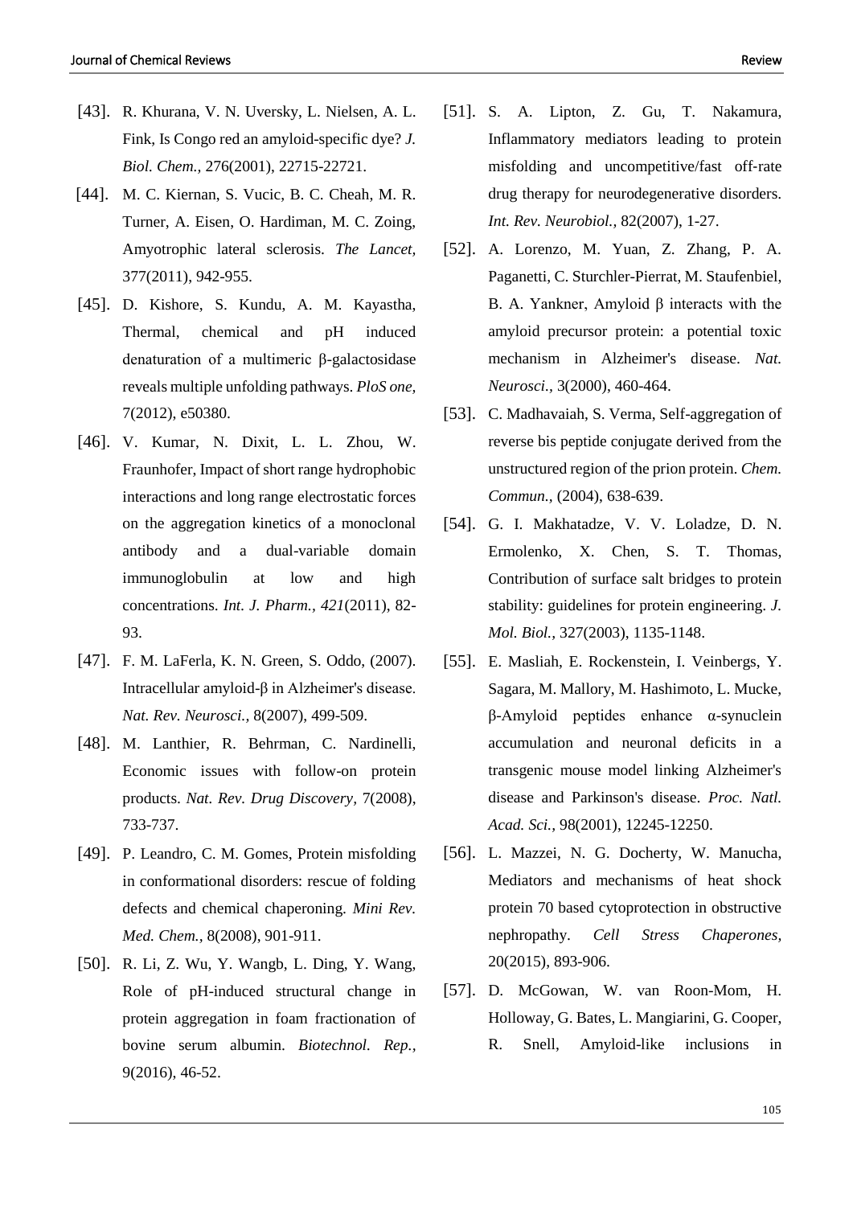[43]. R. Khurana, V. N. Uversky, L. Nielsen, A. L. Fink, Is Congo red an amyloid-specific dye? *J. Biol. Chem.,* 276(2001), 22715-22721.

[44]. M. C. Kiernan, S. Vucic, B. C. Cheah, M. R. Turner, A. Eisen, O. Hardiman, M. C. Zoing, Amyotrophic lateral sclerosis. *The Lancet*, 377(2011), 942-955.

[45]. D. Kishore, S. Kundu, A. M. Kayastha, Thermal, chemical and pH induced denaturation of a multimeric β-galactosidase reveals multiple unfolding pathways. *PloS one,* 7(2012), e50380.

[46]. V. Kumar, N. Dixit, L. L. Zhou, W. Fraunhofer, Impact of short range hydrophobic interactions and long range electrostatic forces on the aggregation kinetics of a monoclonal antibody and a dual-variable domain immunoglobulin at low and high concentrations. *Int. J. Pharm., 421*(2011), 82-93.

[47]. F. M. LaFerla, K. N. Green, S. Oddo, (2007). Intracellular amyloid-β in Alzheimer's disease. *Nat. Rev. Neurosci.,* 8(2007), 499-509.

[48]. M. Lanthier, R. Behrman, C. Nardinelli, Economic issues with follow-on protein products. *Nat. Rev. Drug Discovery,* 7(2008), 733-737.

[49]. P. Leandro, C. M. Gomes, Protein misfolding in conformational disorders: rescue of folding defects and chemical chaperoning. *Mini Rev. Med. Chem.,* 8(2008), 901-911.

[50]. R. Li, Z. Wu, Y. Wangb, L. Ding, Y. Wang, Role of pH-induced structural change in protein aggregation in foam fractionation of bovine serum albumin. *Biotechnol. Rep.,* 9(2016), 46-52.

[51]. S. A. Lipton, Z. Gu, T. Nakamura, Inflammatory mediators leading to protein misfolding and uncompetitive/fast off-rate drug therapy for neurodegenerative disorders. *Int. Rev. Neurobiol.,* 82(2007), 1-27.

[52]. A. Lorenzo, M. Yuan, Z. Zhang, P. A. Paganetti, C. Sturchler-Pierrat, M. Staufenbiel, B. A. Yankner, Amyloid β interacts with the amyloid precursor protein: a potential toxic mechanism in Alzheimer's disease. *Nat. Neurosci.,* 3(2000), 460-464.

[53]. C. Madhavaiah, S. Verma, Self-aggregation of reverse bis peptide conjugate derived from the unstructured region of the prion protein. *Chem. Commun.,* (2004), 638-639.

[54]. G. I. Makhatadze, V. V. Loladze, D. N. Ermolenko, X. Chen, S. T. Thomas, Contribution of surface salt bridges to protein stability: guidelines for protein engineering. *J. Mol. Biol.,* 327(2003), 1135-1148.

[55]. E. Masliah, E. Rockenstein, I. Veinbergs, Y. Sagara, M. Mallory, M. Hashimoto, L. Mucke, β-Amyloid peptides enhance α-synuclein accumulation and neuronal deficits in a transgenic mouse model linking Alzheimer's disease and Parkinson's disease. *Proc. Natl. Acad. Sci.,* 98(2001), 12245-12250.

[56]. L. Mazzei, N. G. Docherty, W. Manucha, Mediators and mechanisms of heat shock protein 70 based cytoprotection in obstructive nephropathy. *Cell Stress Chaperones,* 20(2015), 893-906.

[57]. D. McGowan, W. van Roon-Mom, H. Holloway, G. Bates, L. Mangiarini, G. Cooper, R. Snell, Amyloid-like inclusions in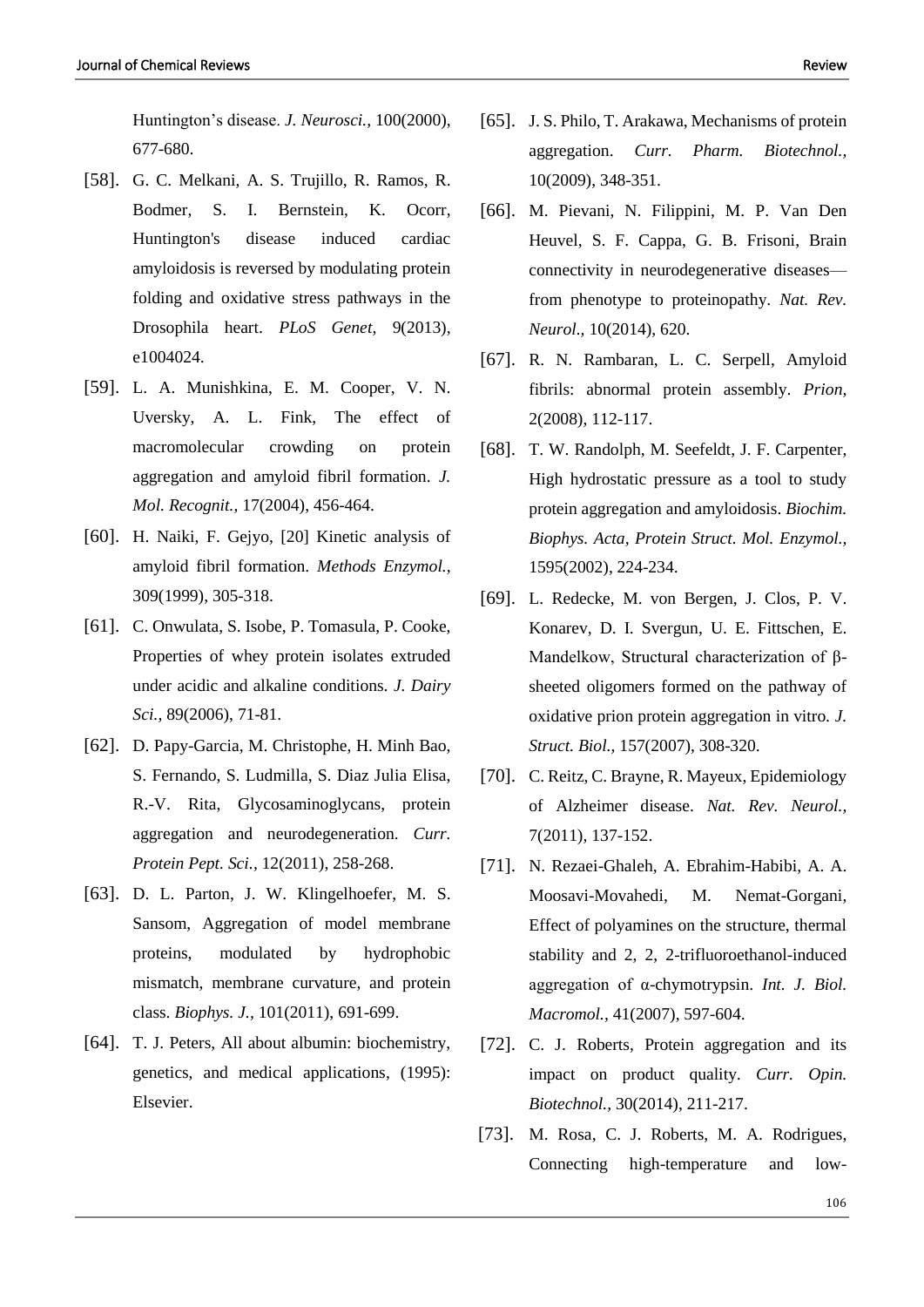Huntington's disease. *J. Neurosci.,* 100(2000), 677-680.

[58]. G. C. Melkani, A. S. Trujillo, R. Ramos, R. Bodmer, S. I. Bernstein, K. Ocorr, Huntington's disease induced cardiac amyloidosis is reversed by modulating protein folding and oxidative stress pathways in the Drosophila heart. *PLoS Genet,* 9(2013), e1004024.

[59]. L. A. Munishkina, E. M. Cooper, V. N. Uversky, A. L. Fink, The effect of macromolecular crowding on protein aggregation and amyloid fibril formation. *J. Mol. Recognit.,* 17(2004), 456-464.

[60]. H. Naiki, F. Gejyo, [20] Kinetic analysis of amyloid fibril formation. *Methods Enzymol.,* 309(1999), 305-318.

[61]. C. Onwulata, S. Isobe, P. Tomasula, P. Cooke, Properties of whey protein isolates extruded under acidic and alkaline conditions. *J. Dairy Sci.,* 89(2006), 71-81.

[62]. D. Papy-Garcia, M. Christophe, H. Minh Bao, S. Fernando, S. Ludmilla, S. Diaz Julia Elisa, R.-V. Rita, Glycosaminoglycans, protein aggregation and neurodegeneration. *Curr. Protein Pept. Sci.,* 12(2011), 258-268.

[63]. D. L. Parton, J. W. Klingelhoefer, M. S. Sansom, Aggregation of model membrane proteins, modulated by hydrophobic mismatch, membrane curvature, and protein class. *Biophys. J.,* 101(2011), 691-699.

[64]. T. J. Peters, All about albumin: biochemistry, genetics, and medical applications, (1995): Elsevier.

[65]. J. S. Philo, T. Arakawa, Mechanisms of protein aggregation. *Curr. Pharm. Biotechnol.,* 10(2009), 348-351.

[66]. M. Pievani, N. Filippini, M. P. Van Den Heuvel, S. F. Cappa, G. B. Frisoni, Brain connectivity in neurodegenerative diseases—from phenotype to proteinopathy. *Nat. Rev. Neurol.,* 10(2014), 620.

[67]. R. N. Rambaran, L. C. Serpell, Amyloid fibrils: abnormal protein assembly. *Prion,* 2(2008), 112-117.

[68]. T. W. Randolph, M. Seefeldt, J. F. Carpenter, High hydrostatic pressure as a tool to study protein aggregation and amyloidosis. *Biochim. Biophys. Acta, Protein Struct. Mol. Enzymol.,* 1595(2002), 224-234.

[69]. L. Redecke, M. von Bergen, J. Clos, P. V. Konarev, D. I. Svergun, U. E. Fittschen, E. Mandelkow, Structural characterization of β-sheeted oligomers formed on the pathway of oxidative prion protein aggregation in vitro. *J. Struct. Biol.,* 157(2007), 308-320.

[70]. C. Reitz, C. Brayne, R. Mayeux, Epidemiology of Alzheimer disease. *Nat. Rev. Neurol.,* 7(2011), 137-152.

[71]. N. Rezaei-Ghaleh, A. Ebrahim-Habibi, A. A. Moosavi-Movahedi, M. Nemat-Gorgani, Effect of polyamines on the structure, thermal stability and 2, 2, 2-trifluoroethanol-induced aggregation of α-chymotrypsin. *Int. J. Biol. Macromol.,* 41(2007), 597-604.

[72]. C. J. Roberts, Protein aggregation and its impact on product quality. *Curr. Opin. Biotechnol.,* 30(2014), 211-217.

[73]. M. Rosa, C. J. Roberts, M. A. Rodrigues, Connecting high-temperature and low-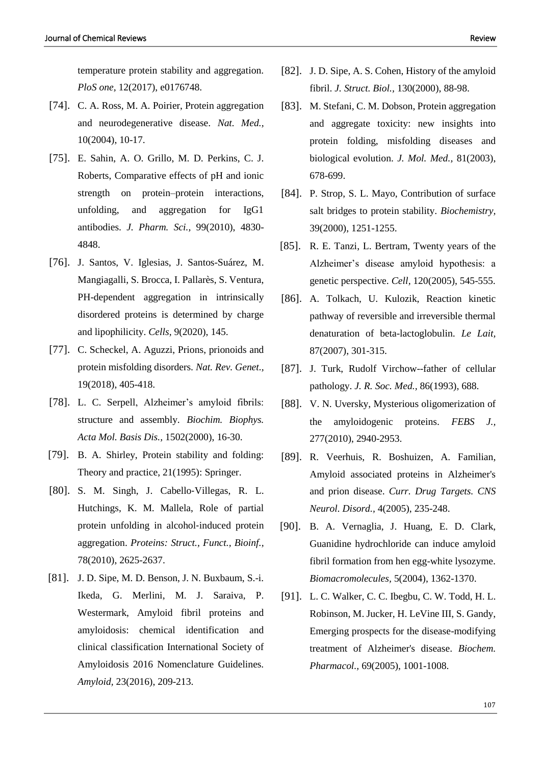temperature protein stability and aggregation. *PloS one*, 12(2017), e0176748.

[74]. C. A. Ross, M. A. Poirier, Protein aggregation and neurodegenerative disease. *Nat. Med.*, 10(2004), 10-17.

[75]. E. Sahin, A. O. Grillo, M. D. Perkins, C. J. Roberts, Comparative effects of pH and ionic strength on protein–protein interactions, unfolding, and aggregation for IgG1 antibodies. *J. Pharm. Sci.,* 99(2010), 4830-4848.

[76]. J. Santos, V. Iglesias, J. Santos-Suárez, M. Mangiagalli, S. Brocca, I. Pallarès, S. Ventura, PH-dependent aggregation in intrinsically disordered proteins is determined by charge and lipophilicity. *Cells*, 9(2020), 145.

[77]. C. Scheckel, A. Aguzzi, Prions, prionoids and protein misfolding disorders. *Nat. Rev. Genet.,* 19(2018), 405-418.

[78]. L. C. Serpell, Alzheimer's amyloid fibrils: structure and assembly. *Biochim. Biophys. Acta Mol. Basis Dis.,* 1502(2000), 16-30.

[79]. B. A. Shirley, Protein stability and folding: Theory and practice, 21(1995): Springer.

[80]. S. M. Singh, J. Cabello-Villegas, R. L. Hutchings, K. M. Mallela, Role of partial protein unfolding in alcohol-induced protein aggregation. *Proteins: Struct., Funct., Bioinf.,* 78(2010), 2625-2637.

[81]. J. D. Sipe, M. D. Benson, J. N. Buxbaum, S.-i. Ikeda, G. Merlini, M. J. Saraiva, P. Westermark, Amyloid fibril proteins and amyloidosis: chemical identification and clinical classification International Society of Amyloidosis 2016 Nomenclature Guidelines. *Amyloid*, 23(2016), 209-213.

[82]. J. D. Sipe, A. S. Cohen, History of the amyloid fibril. *J. Struct. Biol.,* 130(2000), 88-98.

[83]. M. Stefani, C. M. Dobson, Protein aggregation and aggregate toxicity: new insights into protein folding, misfolding diseases and biological evolution. *J. Mol. Med.,* 81(2003), 678-699.

[84]. P. Strop, S. L. Mayo, Contribution of surface salt bridges to protein stability. *Biochemistry*, 39(2000), 1251-1255.

[85]. R. E. Tanzi, L. Bertram, Twenty years of the Alzheimer's disease amyloid hypothesis: a genetic perspective. *Cell*, 120(2005), 545-555.

[86]. A. Tolkach, U. Kulozik, Reaction kinetic pathway of reversible and irreversible thermal denaturation of beta-lactoglobulin. *Le Lait,* 87(2007), 301-315.

[87]. J. Turk, Rudolf Virchow--father of cellular pathology. *J. R. Soc. Med.,* 86(1993), 688.

[88]. V. N. Uversky, Mysterious oligomerization of the amyloidogenic proteins. *FEBS J.,* 277(2010), 2940-2953.

[89]. R. Veerhuis, R. Boshuizen, A. Familian, Amyloid associated proteins in Alzheimer's and prion disease. *Curr. Drug Targets. CNS Neurol. Disord.,* 4(2005), 235-248.

[90]. B. A. Vernaglia, J. Huang, E. D. Clark, Guanidine hydrochloride can induce amyloid fibril formation from hen egg-white lysozyme. *Biomacromolecules,* 5(2004), 1362-1370.

[91]. L. C. Walker, C. C. Ibegbu, C. W. Todd, H. L. Robinson, M. Jucker, H. LeVine III, S. Gandy, Emerging prospects for the disease-modifying treatment of Alzheimer's disease. *Biochem. Pharmacol.,* 69(2005), 1001-1008.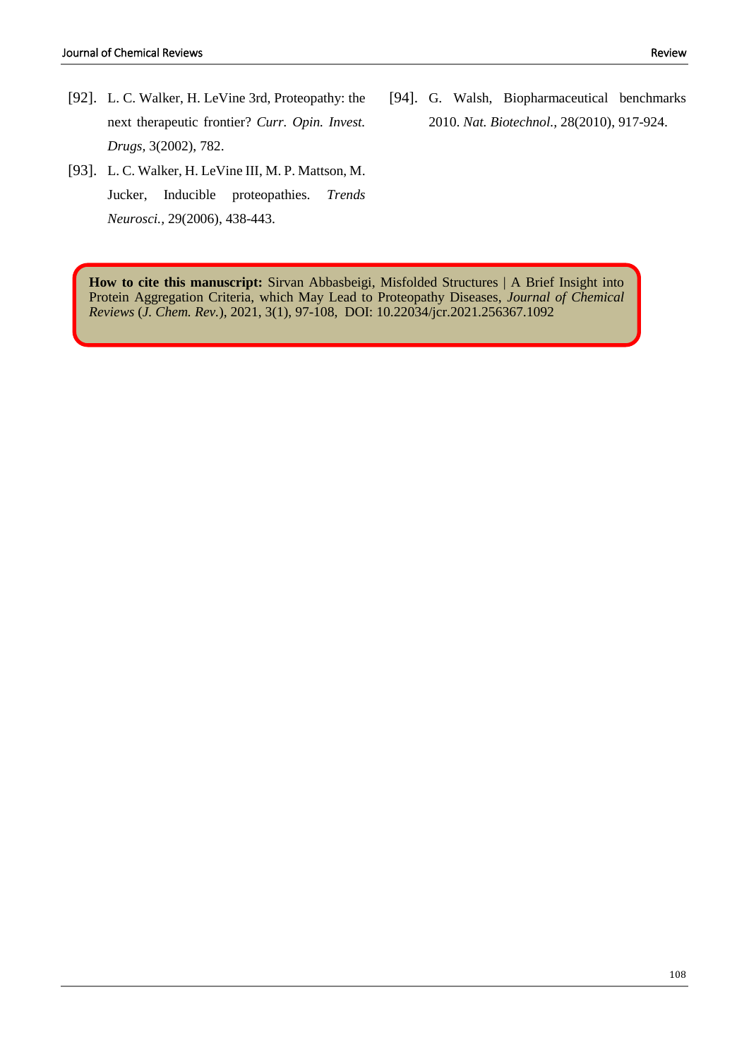[92]. L. C. Walker, H. LeVine 3rd, Proteopathy: the next therapeutic frontier? *Curr. Opin. Invest. Drugs,* 3(2002), 782.

[93]. L. C. Walker, H. LeVine III, M. P. Mattson, M. Jucker, Inducible proteopathies. *Trends Neurosci.,* 29(2006), 438-443.

[94]. G. Walsh, Biopharmaceutical benchmarks 2010. *Nat. Biotechnol.,* 28(2010), 917-924.

**How to cite this manuscript:** Sirvan Abbasbeigi, Misfolded Structures | A Brief Insight into Protein Aggregation Criteria, which May Lead to Proteopathy Diseases, *Journal of Chemical Reviews* (*J. Chem. Rev.*), 2021, 3(1), 97-108, DOI: 10.22034/jcr.2021.256367.1092